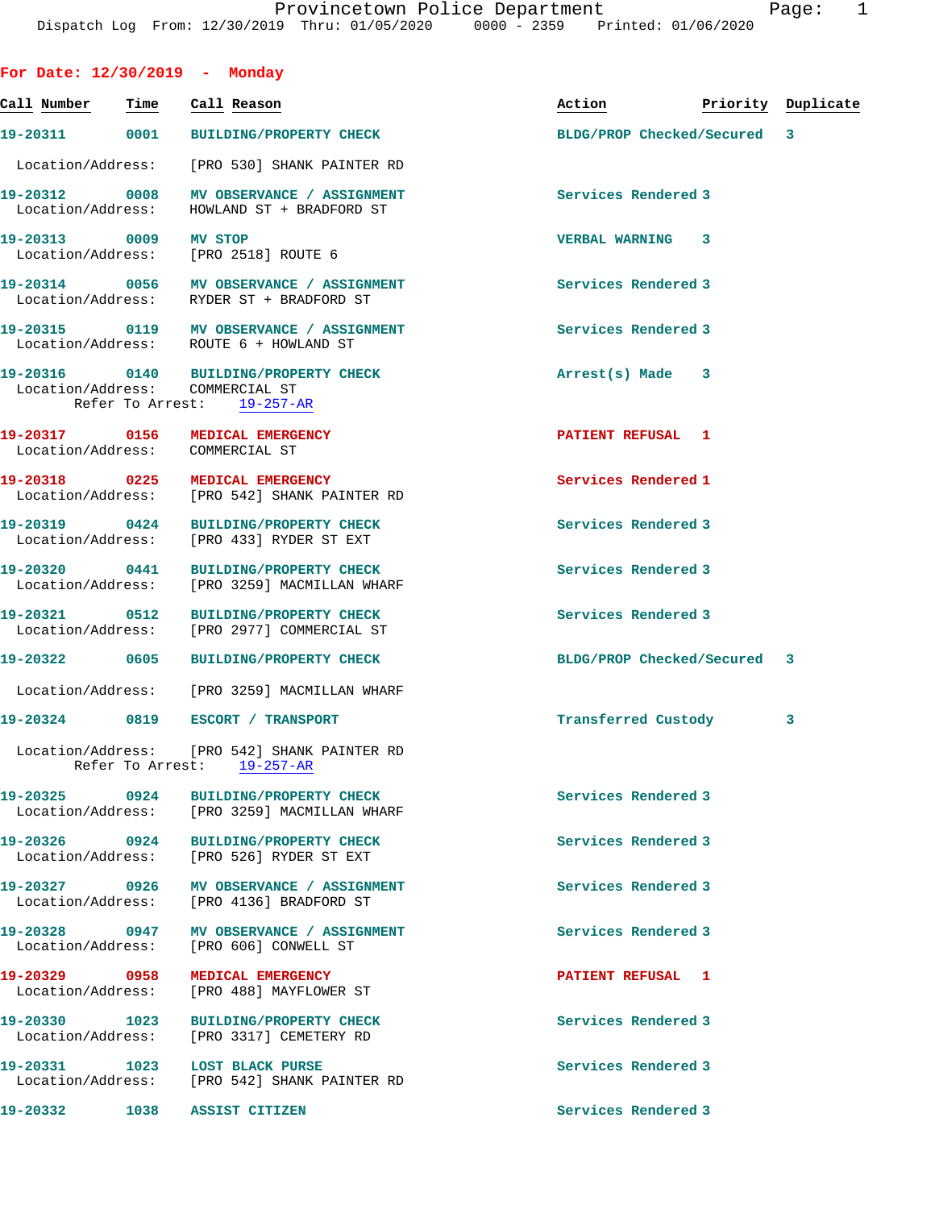Provincetown Police Department
Dispatch Log From: 12/30/2019 Thru: 01/05/2020 0000 - 2359 Printed: 01/06/2020

## For Date: 12/30/2019 - Monday

| Call Number | Time | Call Reason | Action | Priority | Duplicate |
|---|---|---|---|---|---|
| 19-20311 | 0001 | BUILDING/PROPERTY CHECK | BLDG/PROP Checked/Secured | 3 | |
| | | Location/Address: [PRO 530] SHANK PAINTER RD | | | |
| 19-20312 | 0008 | MV OBSERVANCE / ASSIGNMENT | Services Rendered | 3 | |
| | | Location/Address: HOWLAND ST + BRADFORD ST | | | |
| 19-20313 | 0009 | MV STOP | VERBAL WARNING | 3 | |
| | | Location/Address: [PRO 2518] ROUTE 6 | | | |
| 19-20314 | 0056 | MV OBSERVANCE / ASSIGNMENT | Services Rendered | 3 | |
| | | Location/Address: RYDER ST + BRADFORD ST | | | |
| 19-20315 | 0119 | MV OBSERVANCE / ASSIGNMENT | Services Rendered | 3 | |
| | | Location/Address: ROUTE 6 + HOWLAND ST | | | |
| 19-20316 | 0140 | BUILDING/PROPERTY CHECK | Arrest(s) Made | 3 | |
| | | Location/Address: COMMERCIAL ST; Refer To Arrest: 19-257-AR | | | |
| 19-20317 | 0156 | MEDICAL EMERGENCY | PATIENT REFUSAL | 1 | |
| | | Location/Address: COMMERCIAL ST | | | |
| 19-20318 | 0225 | MEDICAL EMERGENCY | Services Rendered | 1 | |
| | | Location/Address: [PRO 542] SHANK PAINTER RD | | | |
| 19-20319 | 0424 | BUILDING/PROPERTY CHECK | Services Rendered | 3 | |
| | | Location/Address: [PRO 433] RYDER ST EXT | | | |
| 19-20320 | 0441 | BUILDING/PROPERTY CHECK | Services Rendered | 3 | |
| | | Location/Address: [PRO 3259] MACMILLAN WHARF | | | |
| 19-20321 | 0512 | BUILDING/PROPERTY CHECK | Services Rendered | 3 | |
| | | Location/Address: [PRO 2977] COMMERCIAL ST | | | |
| 19-20322 | 0605 | BUILDING/PROPERTY CHECK | BLDG/PROP Checked/Secured | 3 | |
| | | Location/Address: [PRO 3259] MACMILLAN WHARF | | | |
| 19-20324 | 0819 | ESCORT / TRANSPORT | Transferred Custody | 3 | |
| | | Location/Address: [PRO 542] SHANK PAINTER RD; Refer To Arrest: 19-257-AR | | | |
| 19-20325 | 0924 | BUILDING/PROPERTY CHECK | Services Rendered | 3 | |
| | | Location/Address: [PRO 3259] MACMILLAN WHARF | | | |
| 19-20326 | 0924 | BUILDING/PROPERTY CHECK | Services Rendered | 3 | |
| | | Location/Address: [PRO 526] RYDER ST EXT | | | |
| 19-20327 | 0926 | MV OBSERVANCE / ASSIGNMENT | Services Rendered | 3 | |
| | | Location/Address: [PRO 4136] BRADFORD ST | | | |
| 19-20328 | 0947 | MV OBSERVANCE / ASSIGNMENT | Services Rendered | 3 | |
| | | Location/Address: [PRO 606] CONWELL ST | | | |
| 19-20329 | 0958 | MEDICAL EMERGENCY | PATIENT REFUSAL | 1 | |
| | | Location/Address: [PRO 488] MAYFLOWER ST | | | |
| 19-20330 | 1023 | BUILDING/PROPERTY CHECK | Services Rendered | 3 | |
| | | Location/Address: [PRO 3317] CEMETERY RD | | | |
| 19-20331 | 1023 | LOST BLACK PURSE | Services Rendered | 3 | |
| | | Location/Address: [PRO 542] SHANK PAINTER RD | | | |
| 19-20332 | 1038 | ASSIST CITIZEN | Services Rendered | 3 | |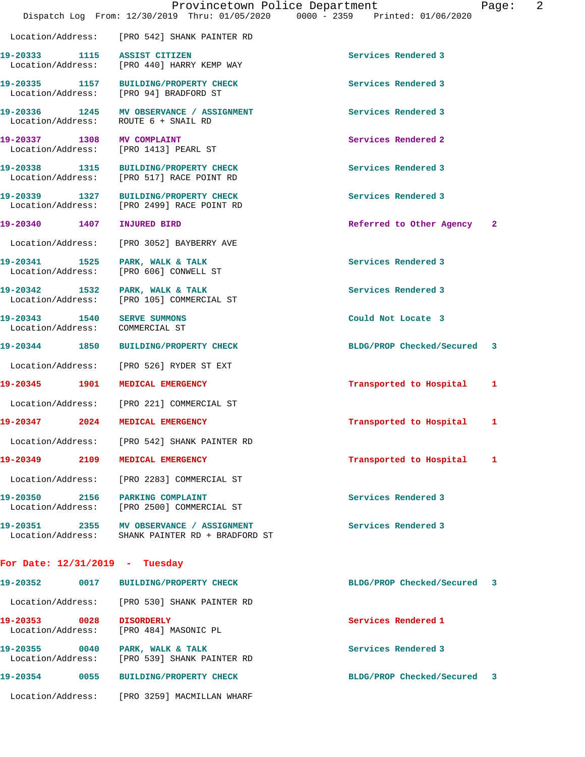Location/Address: [PRO 542] SHANK PAINTER RD

**19-20333** 1115 **ASSIST CITIZEN** Services Rendered 3
Location/Address: [PRO 440] HARRY KEMP WAY

**19-20335** 1157 **BUILDING/PROPERTY CHECK** Services Rendered 3
Location/Address: [PRO 94] BRADFORD ST

**19-20336** 1245 **MV OBSERVANCE / ASSIGNMENT** Services Rendered 3
Location/Address: ROUTE 6 + SNAIL RD

**19-20337** 1308 **MV COMPLAINT** Services Rendered 2
Location/Address: [PRO 1413] PEARL ST

**19-20338** 1315 **BUILDING/PROPERTY CHECK** Services Rendered 3
Location/Address: [PRO 517] RACE POINT RD

**19-20339** 1327 **BUILDING/PROPERTY CHECK** Services Rendered 3
Location/Address: [PRO 2499] RACE POINT RD

**19-20340** 1407 **INJURED BIRD** Referred to Other Agency 2
Location/Address: [PRO 3052] BAYBERRY AVE

**19-20341** 1525 **PARK, WALK & TALK** Services Rendered 3
Location/Address: [PRO 606] CONWELL ST

**19-20342** 1532 **PARK, WALK & TALK** Services Rendered 3
Location/Address: [PRO 105] COMMERCIAL ST

**19-20343** 1540 **SERVE SUMMONS** Could Not Locate 3
Location/Address: COMMERCIAL ST

**19-20344** 1850 **BUILDING/PROPERTY CHECK** BLDG/PROP Checked/Secured 3
Location/Address: [PRO 526] RYDER ST EXT

**19-20345** 1901 **MEDICAL EMERGENCY** Transported to Hospital 1
Location/Address: [PRO 221] COMMERCIAL ST

**19-20347** 2024 **MEDICAL EMERGENCY** Transported to Hospital 1
Location/Address: [PRO 542] SHANK PAINTER RD

**19-20349** 2109 **MEDICAL EMERGENCY** Transported to Hospital 1
Location/Address: [PRO 2283] COMMERCIAL ST

**19-20350** 2156 **PARKING COMPLAINT** Services Rendered 3
Location/Address: [PRO 2500] COMMERCIAL ST

**19-20351** 2355 **MV OBSERVANCE / ASSIGNMENT** Services Rendered 3
Location/Address: SHANK PAINTER RD + BRADFORD ST

## For Date: 12/31/2019 - Tuesday

**19-20352** 0017 **BUILDING/PROPERTY CHECK** BLDG/PROP Checked/Secured 3
Location/Address: [PRO 530] SHANK PAINTER RD

**19-20353** 0028 **DISORDERLY** Services Rendered 1
Location/Address: [PRO 484] MASONIC PL

**19-20355** 0040 **PARK, WALK & TALK** Services Rendered 3
Location/Address: [PRO 539] SHANK PAINTER RD

**19-20354** 0055 **BUILDING/PROPERTY CHECK** BLDG/PROP Checked/Secured 3
Location/Address: [PRO 3259] MACMILLAN WHARF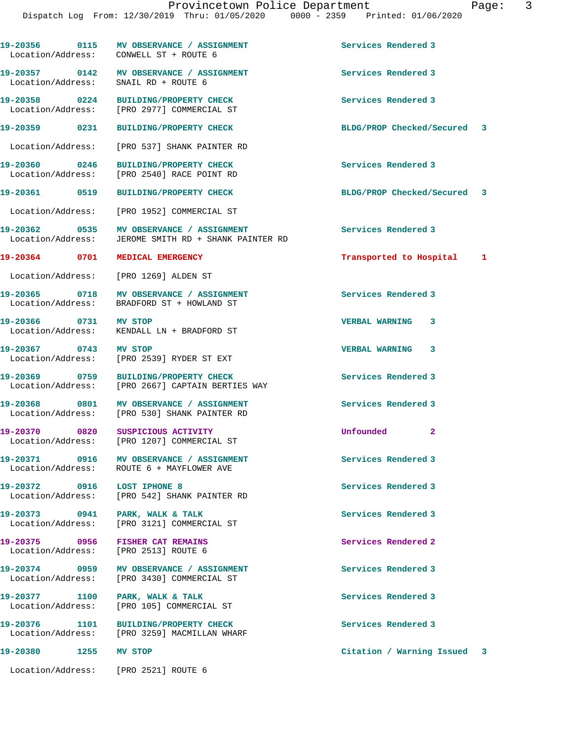| Call # | Time | Call Type | Disposition | Priority |
|---|---|---|---|---|
| 19-20356 | 0115 | MV OBSERVANCE / ASSIGNMENT | Services Rendered | 3 |
| Location/Address: | | CONWELL ST + ROUTE 6 | | |
| 19-20357 | 0142 | MV OBSERVANCE / ASSIGNMENT | Services Rendered | 3 |
| Location/Address: | | SNAIL RD + ROUTE 6 | | |
| 19-20358 | 0224 | BUILDING/PROPERTY CHECK | Services Rendered | 3 |
| Location/Address: | | [PRO 2977] COMMERCIAL ST | | |
| 19-20359 | 0231 | BUILDING/PROPERTY CHECK | BLDG/PROP Checked/Secured | 3 |
| Location/Address: | | [PRO 537] SHANK PAINTER RD | | |
| 19-20360 | 0246 | BUILDING/PROPERTY CHECK | Services Rendered | 3 |
| Location/Address: | | [PRO 2540] RACE POINT RD | | |
| 19-20361 | 0519 | BUILDING/PROPERTY CHECK | BLDG/PROP Checked/Secured | 3 |
| Location/Address: | | [PRO 1952] COMMERCIAL ST | | |
| 19-20362 | 0535 | MV OBSERVANCE / ASSIGNMENT | Services Rendered | 3 |
| Location/Address: | | JEROME SMITH RD + SHANK PAINTER RD | | |
| 19-20364 | 0701 | MEDICAL EMERGENCY | Transported to Hospital | 1 |
| Location/Address: | | [PRO 1269] ALDEN ST | | |
| 19-20365 | 0718 | MV OBSERVANCE / ASSIGNMENT | Services Rendered | 3 |
| Location/Address: | | BRADFORD ST + HOWLAND ST | | |
| 19-20366 | 0731 | MV STOP | VERBAL WARNING | 3 |
| Location/Address: | | KENDALL LN + BRADFORD ST | | |
| 19-20367 | 0743 | MV STOP | VERBAL WARNING | 3 |
| Location/Address: | | [PRO 2539] RYDER ST EXT | | |
| 19-20369 | 0759 | BUILDING/PROPERTY CHECK | Services Rendered | 3 |
| Location/Address: | | [PRO 2667] CAPTAIN BERTIES WAY | | |
| 19-20368 | 0801 | MV OBSERVANCE / ASSIGNMENT | Services Rendered | 3 |
| Location/Address: | | [PRO 530] SHANK PAINTER RD | | |
| 19-20370 | 0820 | SUSPICIOUS ACTIVITY | Unfounded | 2 |
| Location/Address: | | [PRO 1207] COMMERCIAL ST | | |
| 19-20371 | 0916 | MV OBSERVANCE / ASSIGNMENT | Services Rendered | 3 |
| Location/Address: | | ROUTE 6 + MAYFLOWER AVE | | |
| 19-20372 | 0916 | LOST IPHONE 8 | Services Rendered | 3 |
| Location/Address: | | [PRO 542] SHANK PAINTER RD | | |
| 19-20373 | 0941 | PARK, WALK & TALK | Services Rendered | 3 |
| Location/Address: | | [PRO 3121] COMMERCIAL ST | | |
| 19-20375 | 0956 | FISHER CAT REMAINS | Services Rendered | 2 |
| Location/Address: | | [PRO 2513] ROUTE 6 | | |
| 19-20374 | 0959 | MV OBSERVANCE / ASSIGNMENT | Services Rendered | 3 |
| Location/Address: | | [PRO 3430] COMMERCIAL ST | | |
| 19-20377 | 1100 | PARK, WALK & TALK | Services Rendered | 3 |
| Location/Address: | | [PRO 105] COMMERCIAL ST | | |
| 19-20376 | 1101 | BUILDING/PROPERTY CHECK | Services Rendered | 3 |
| Location/Address: | | [PRO 3259] MACMILLAN WHARF | | |
| 19-20380 | 1255 | MV STOP | Citation / Warning Issued | 3 |
| Location/Address: | | [PRO 2521] ROUTE 6 | | |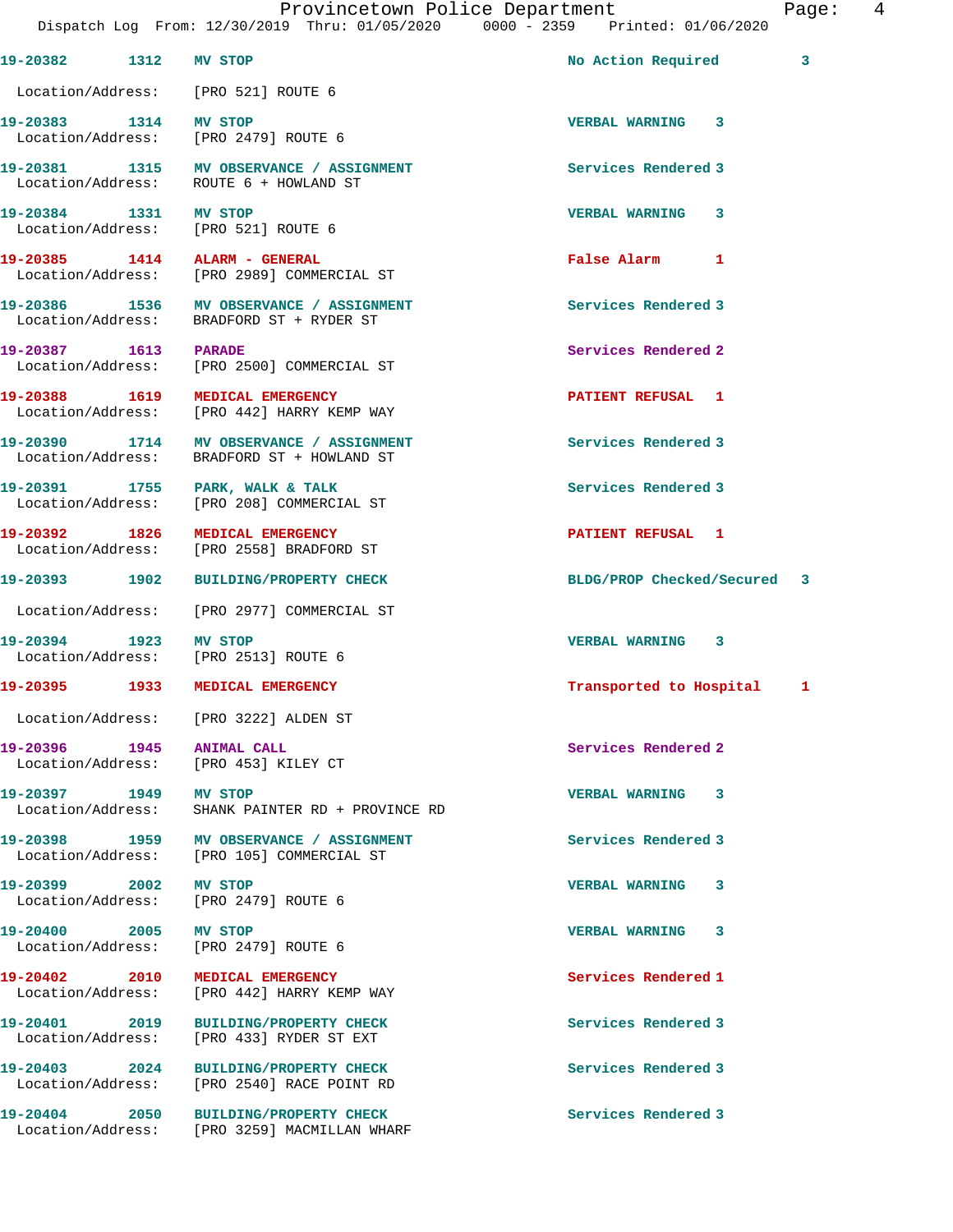19-20382 1312 MV STOP No Action Required 3

Location/Address: [PRO 521] ROUTE 6

19-20383 1314 MV STOP VERBAL WARNING 3
Location/Address: [PRO 2479] ROUTE 6

19-20381 1315 MV OBSERVANCE / ASSIGNMENT Services Rendered 3
Location/Address: ROUTE 6 + HOWLAND ST

19-20384 1331 MV STOP VERBAL WARNING 3
Location/Address: [PRO 521] ROUTE 6

19-20385 1414 ALARM - GENERAL False Alarm 1
Location/Address: [PRO 2989] COMMERCIAL ST

19-20386 1536 MV OBSERVANCE / ASSIGNMENT Services Rendered 3
Location/Address: BRADFORD ST + RYDER ST

19-20387 1613 PARADE Services Rendered 2
Location/Address: [PRO 2500] COMMERCIAL ST

19-20388 1619 MEDICAL EMERGENCY PATIENT REFUSAL 1
Location/Address: [PRO 442] HARRY KEMP WAY

19-20390 1714 MV OBSERVANCE / ASSIGNMENT Services Rendered 3
Location/Address: BRADFORD ST + HOWLAND ST

19-20391 1755 PARK, WALK & TALK Services Rendered 3
Location/Address: [PRO 208] COMMERCIAL ST

19-20392 1826 MEDICAL EMERGENCY PATIENT REFUSAL 1
Location/Address: [PRO 2558] BRADFORD ST

19-20393 1902 BUILDING/PROPERTY CHECK BLDG/PROP Checked/Secured 3

Location/Address: [PRO 2977] COMMERCIAL ST

19-20394 1923 MV STOP VERBAL WARNING 3
Location/Address: [PRO 2513] ROUTE 6

19-20395 1933 MEDICAL EMERGENCY Transported to Hospital 1

Location/Address: [PRO 3222] ALDEN ST

19-20396 1945 ANIMAL CALL Services Rendered 2
Location/Address: [PRO 453] KILEY CT

19-20397 1949 MV STOP VERBAL WARNING 3
Location/Address: SHANK PAINTER RD + PROVINCE RD

19-20398 1959 MV OBSERVANCE / ASSIGNMENT Services Rendered 3
Location/Address: [PRO 105] COMMERCIAL ST

19-20399 2002 MV STOP VERBAL WARNING 3
Location/Address: [PRO 2479] ROUTE 6

19-20400 2005 MV STOP VERBAL WARNING 3
Location/Address: [PRO 2479] ROUTE 6

19-20402 2010 MEDICAL EMERGENCY Services Rendered 1
Location/Address: [PRO 442] HARRY KEMP WAY

19-20401 2019 BUILDING/PROPERTY CHECK Services Rendered 3
Location/Address: [PRO 433] RYDER ST EXT

19-20403 2024 BUILDING/PROPERTY CHECK Services Rendered 3
Location/Address: [PRO 2540] RACE POINT RD

19-20404 2050 BUILDING/PROPERTY CHECK Services Rendered 3
Location/Address: [PRO 3259] MACMILLAN WHARF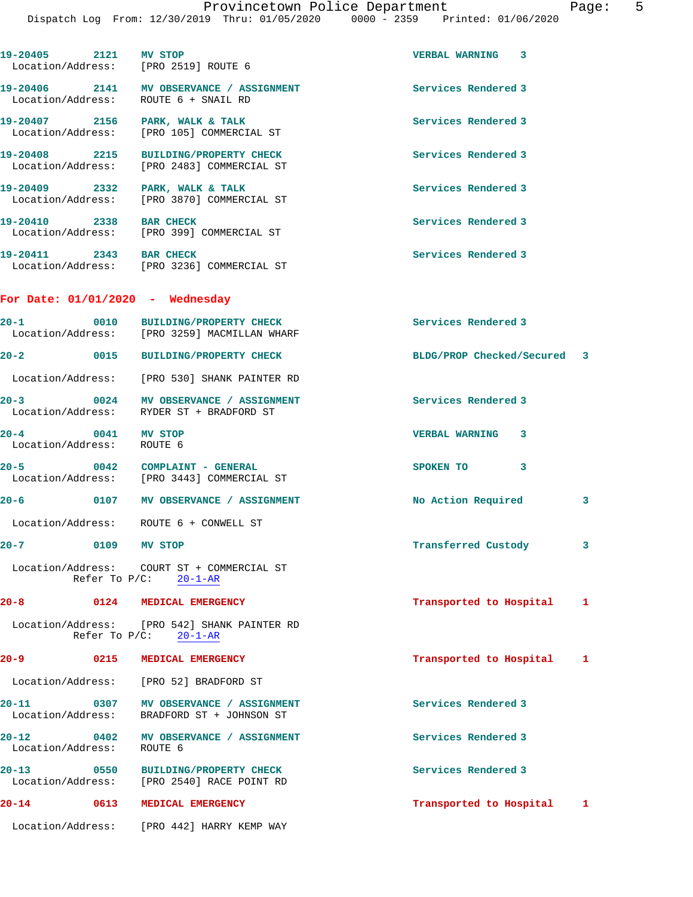19-20405 2121 **MV STOP** VERBAL WARNING 3
Location/Address: [PRO 2519] ROUTE 6

19-20406 2141 **MV OBSERVANCE / ASSIGNMENT** Services Rendered 3
Location/Address: ROUTE 6 + SNAIL RD

19-20407 2156 **PARK, WALK & TALK** Services Rendered 3
Location/Address: [PRO 105] COMMERCIAL ST

19-20408 2215 **BUILDING/PROPERTY CHECK** Services Rendered 3
Location/Address: [PRO 2483] COMMERCIAL ST

19-20409 2332 **PARK, WALK & TALK** Services Rendered 3
Location/Address: [PRO 3870] COMMERCIAL ST

19-20410 2338 **BAR CHECK** Services Rendered 3
Location/Address: [PRO 399] COMMERCIAL ST

19-20411 2343 **BAR CHECK** Services Rendered 3
Location/Address: [PRO 3236] COMMERCIAL ST

## For Date: 01/01/2020 - Wednesday

20-1 0010 **BUILDING/PROPERTY CHECK** Services Rendered 3
Location/Address: [PRO 3259] MACMILLAN WHARF

20-2 0015 **BUILDING/PROPERTY CHECK** BLDG/PROP Checked/Secured 3
Location/Address: [PRO 530] SHANK PAINTER RD

20-3 0024 **MV OBSERVANCE / ASSIGNMENT** Services Rendered 3
Location/Address: RYDER ST + BRADFORD ST

20-4 0041 **MV STOP** VERBAL WARNING 3
Location/Address: ROUTE 6

20-5 0042 **COMPLAINT - GENERAL** SPOKEN TO 3
Location/Address: [PRO 3443] COMMERCIAL ST

20-6 0107 **MV OBSERVANCE / ASSIGNMENT** No Action Required 3
Location/Address: ROUTE 6 + CONWELL ST

20-7 0109 **MV STOP** Transferred Custody 3
Location/Address: COURT ST + COMMERCIAL ST
Refer To P/C: 20-1-AR

20-8 0124 **MEDICAL EMERGENCY** Transported to Hospital 1
Location/Address: [PRO 542] SHANK PAINTER RD
Refer To P/C: 20-1-AR

20-9 0215 **MEDICAL EMERGENCY** Transported to Hospital 1
Location/Address: [PRO 52] BRADFORD ST

20-11 0307 **MV OBSERVANCE / ASSIGNMENT** Services Rendered 3
Location/Address: BRADFORD ST + JOHNSON ST

20-12 0402 **MV OBSERVANCE / ASSIGNMENT** Services Rendered 3
Location/Address: ROUTE 6

20-13 0550 **BUILDING/PROPERTY CHECK** Services Rendered 3
Location/Address: [PRO 2540] RACE POINT RD

20-14 0613 **MEDICAL EMERGENCY** Transported to Hospital 1
Location/Address: [PRO 442] HARRY KEMP WAY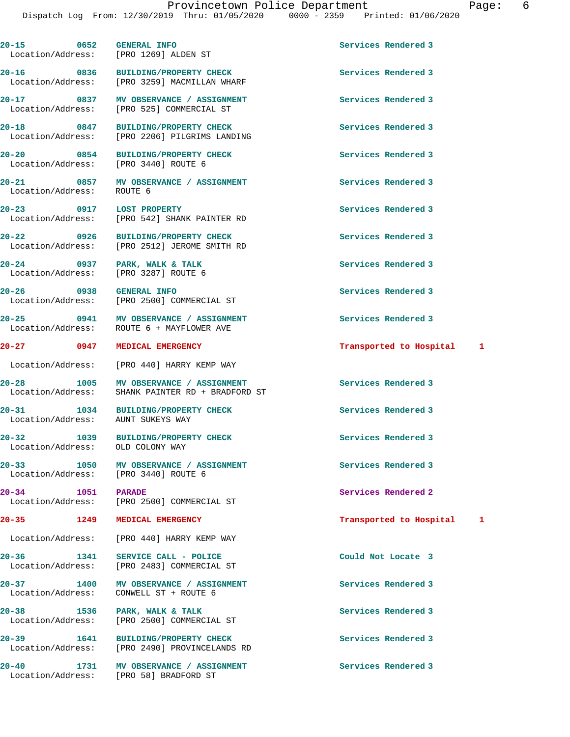| Call # | Time | Call Type | Disposition |
|---|---|---|---|
| 20-15 | 0652 | GENERAL INFO | Services Rendered 3 |
| Location/Address: | | [PRO 1269] ALDEN ST | |
| 20-16 | 0836 | BUILDING/PROPERTY CHECK | Services Rendered 3 |
| Location/Address: | | [PRO 3259] MACMILLAN WHARF | |
| 20-17 | 0837 | MV OBSERVANCE / ASSIGNMENT | Services Rendered 3 |
| Location/Address: | | [PRO 525] COMMERCIAL ST | |
| 20-18 | 0847 | BUILDING/PROPERTY CHECK | Services Rendered 3 |
| Location/Address: | | [PRO 2206] PILGRIMS LANDING | |
| 20-20 | 0854 | BUILDING/PROPERTY CHECK | Services Rendered 3 |
| Location/Address: | | [PRO 3440] ROUTE 6 | |
| 20-21 | 0857 | MV OBSERVANCE / ASSIGNMENT | Services Rendered 3 |
| Location/Address: | | ROUTE 6 | |
| 20-23 | 0917 | LOST PROPERTY | Services Rendered 3 |
| Location/Address: | | [PRO 542] SHANK PAINTER RD | |
| 20-22 | 0926 | BUILDING/PROPERTY CHECK | Services Rendered 3 |
| Location/Address: | | [PRO 2512] JEROME SMITH RD | |
| 20-24 | 0937 | PARK, WALK & TALK | Services Rendered 3 |
| Location/Address: | | [PRO 3287] ROUTE 6 | |
| 20-26 | 0938 | GENERAL INFO | Services Rendered 3 |
| Location/Address: | | [PRO 2500] COMMERCIAL ST | |
| 20-25 | 0941 | MV OBSERVANCE / ASSIGNMENT | Services Rendered 3 |
| Location/Address: | | ROUTE 6 + MAYFLOWER AVE | |
| 20-27 | 0947 | MEDICAL EMERGENCY | Transported to Hospital 1 |
| Location/Address: | | [PRO 440] HARRY KEMP WAY | |
| 20-28 | 1005 | MV OBSERVANCE / ASSIGNMENT | Services Rendered 3 |
| Location/Address: | | SHANK PAINTER RD + BRADFORD ST | |
| 20-31 | 1034 | BUILDING/PROPERTY CHECK | Services Rendered 3 |
| Location/Address: | | AUNT SUKEYS WAY | |
| 20-32 | 1039 | BUILDING/PROPERTY CHECK | Services Rendered 3 |
| Location/Address: | | OLD COLONY WAY | |
| 20-33 | 1050 | MV OBSERVANCE / ASSIGNMENT | Services Rendered 3 |
| Location/Address: | | [PRO 3440] ROUTE 6 | |
| 20-34 | 1051 | PARADE | Services Rendered 2 |
| Location/Address: | | [PRO 2500] COMMERCIAL ST | |
| 20-35 | 1249 | MEDICAL EMERGENCY | Transported to Hospital 1 |
| Location/Address: | | [PRO 440] HARRY KEMP WAY | |
| 20-36 | 1341 | SERVICE CALL - POLICE | Could Not Locate 3 |
| Location/Address: | | [PRO 2483] COMMERCIAL ST | |
| 20-37 | 1400 | MV OBSERVANCE / ASSIGNMENT | Services Rendered 3 |
| Location/Address: | | CONWELL ST + ROUTE 6 | |
| 20-38 | 1536 | PARK, WALK & TALK | Services Rendered 3 |
| Location/Address: | | [PRO 2500] COMMERCIAL ST | |
| 20-39 | 1641 | BUILDING/PROPERTY CHECK | Services Rendered 3 |
| Location/Address: | | [PRO 2490] PROVINCELANDS RD | |
| 20-40 | 1731 | MV OBSERVANCE / ASSIGNMENT | Services Rendered 3 |
| Location/Address: | | [PRO 58] BRADFORD ST | |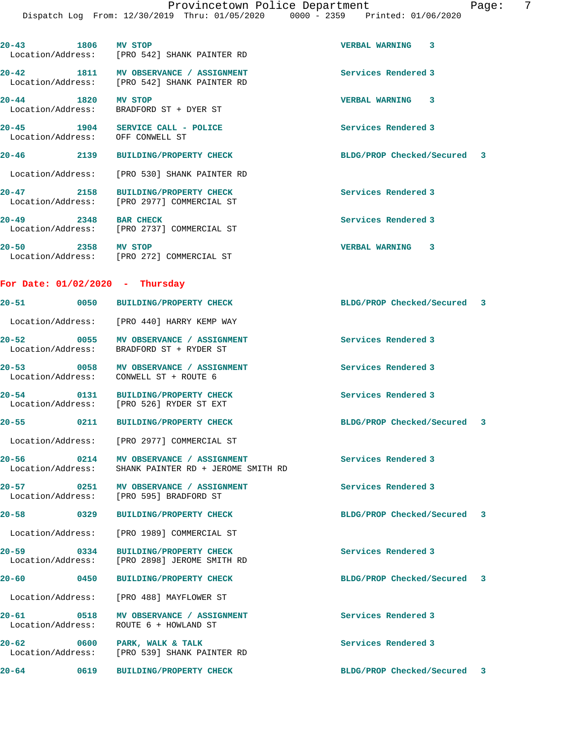| Call # | Time | Call Reason | Action |
|---|---|---|---|
| 20-43 | 1806 | MV STOP | VERBAL WARNING 3 |
| Location/Address: | | [PRO 542] SHANK PAINTER RD | |
| 20-42 | 1811 | MV OBSERVANCE / ASSIGNMENT | Services Rendered 3 |
| Location/Address: | | [PRO 542] SHANK PAINTER RD | |
| 20-44 | 1820 | MV STOP | VERBAL WARNING 3 |
| Location/Address: | | BRADFORD ST + DYER ST | |
| 20-45 | 1904 | SERVICE CALL - POLICE | Services Rendered 3 |
| Location/Address: | | OFF CONWELL ST | |
| 20-46 | 2139 | BUILDING/PROPERTY CHECK | BLDG/PROP Checked/Secured 3 |
| Location/Address: | | [PRO 530] SHANK PAINTER RD | |
| 20-47 | 2158 | BUILDING/PROPERTY CHECK | Services Rendered 3 |
| Location/Address: | | [PRO 2977] COMMERCIAL ST | |
| 20-49 | 2348 | BAR CHECK | Services Rendered 3 |
| Location/Address: | | [PRO 2737] COMMERCIAL ST | |
| 20-50 | 2358 | MV STOP | VERBAL WARNING 3 |
| Location/Address: | | [PRO 272] COMMERCIAL ST | |

## For Date: 01/02/2020 - Thursday

| Call # | Time | Call Reason | Action |
|---|---|---|---|
| 20-51 | 0050 | BUILDING/PROPERTY CHECK | BLDG/PROP Checked/Secured 3 |
| Location/Address: | | [PRO 440] HARRY KEMP WAY | |
| 20-52 | 0055 | MV OBSERVANCE / ASSIGNMENT | Services Rendered 3 |
| Location/Address: | | BRADFORD ST + RYDER ST | |
| 20-53 | 0058 | MV OBSERVANCE / ASSIGNMENT | Services Rendered 3 |
| Location/Address: | | CONWELL ST + ROUTE 6 | |
| 20-54 | 0131 | BUILDING/PROPERTY CHECK | Services Rendered 3 |
| Location/Address: | | [PRO 526] RYDER ST EXT | |
| 20-55 | 0211 | BUILDING/PROPERTY CHECK | BLDG/PROP Checked/Secured 3 |
| Location/Address: | | [PRO 2977] COMMERCIAL ST | |
| 20-56 | 0214 | MV OBSERVANCE / ASSIGNMENT | Services Rendered 3 |
| Location/Address: | | SHANK PAINTER RD + JEROME SMITH RD | |
| 20-57 | 0251 | MV OBSERVANCE / ASSIGNMENT | Services Rendered 3 |
| Location/Address: | | [PRO 595] BRADFORD ST | |
| 20-58 | 0329 | BUILDING/PROPERTY CHECK | BLDG/PROP Checked/Secured 3 |
| Location/Address: | | [PRO 1989] COMMERCIAL ST | |
| 20-59 | 0334 | BUILDING/PROPERTY CHECK | Services Rendered 3 |
| Location/Address: | | [PRO 2898] JEROME SMITH RD | |
| 20-60 | 0450 | BUILDING/PROPERTY CHECK | BLDG/PROP Checked/Secured 3 |
| Location/Address: | | [PRO 488] MAYFLOWER ST | |
| 20-61 | 0518 | MV OBSERVANCE / ASSIGNMENT | Services Rendered 3 |
| Location/Address: | | ROUTE 6 + HOWLAND ST | |
| 20-62 | 0600 | PARK, WALK & TALK | Services Rendered 3 |
| Location/Address: | | [PRO 539] SHANK PAINTER RD | |
| 20-64 | 0619 | BUILDING/PROPERTY CHECK | BLDG/PROP Checked/Secured 3 |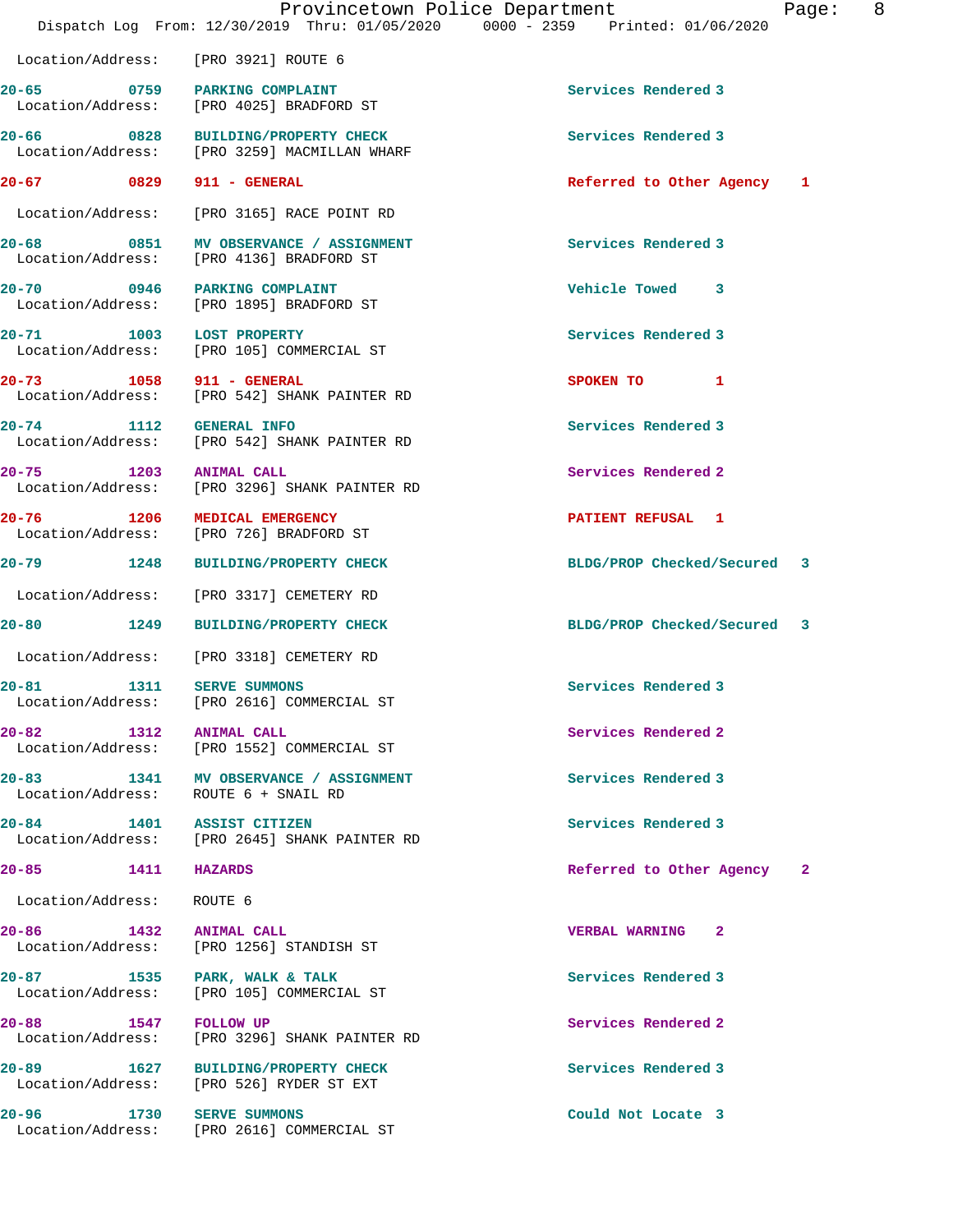Location/Address: [PRO 3921] ROUTE 6

| Call # | Time | Call Reason | Action | Priority |
|---|---|---|---|---|
| 20-65 | 0759 | PARKING COMPLAINT | Services Rendered | 3 |
| | | Location/Address: [PRO 4025] BRADFORD ST | | |
| 20-66 | 0828 | BUILDING/PROPERTY CHECK | Services Rendered | 3 |
| | | Location/Address: [PRO 3259] MACMILLAN WHARF | | |
| 20-67 | 0829 | 911 - GENERAL | Referred to Other Agency | 1 |
| | | Location/Address: [PRO 3165] RACE POINT RD | | |
| 20-68 | 0851 | MV OBSERVANCE / ASSIGNMENT | Services Rendered | 3 |
| | | Location/Address: [PRO 4136] BRADFORD ST | | |
| 20-70 | 0946 | PARKING COMPLAINT | Vehicle Towed | 3 |
| | | Location/Address: [PRO 1895] BRADFORD ST | | |
| 20-71 | 1003 | LOST PROPERTY | Services Rendered | 3 |
| | | Location/Address: [PRO 105] COMMERCIAL ST | | |
| 20-73 | 1058 | 911 - GENERAL | SPOKEN TO | 1 |
| | | Location/Address: [PRO 542] SHANK PAINTER RD | | |
| 20-74 | 1112 | GENERAL INFO | Services Rendered | 3 |
| | | Location/Address: [PRO 542] SHANK PAINTER RD | | |
| 20-75 | 1203 | ANIMAL CALL | Services Rendered | 2 |
| | | Location/Address: [PRO 3296] SHANK PAINTER RD | | |
| 20-76 | 1206 | MEDICAL EMERGENCY | PATIENT REFUSAL | 1 |
| | | Location/Address: [PRO 726] BRADFORD ST | | |
| 20-79 | 1248 | BUILDING/PROPERTY CHECK | BLDG/PROP Checked/Secured | 3 |
| | | Location/Address: [PRO 3317] CEMETERY RD | | |
| 20-80 | 1249 | BUILDING/PROPERTY CHECK | BLDG/PROP Checked/Secured | 3 |
| | | Location/Address: [PRO 3318] CEMETERY RD | | |
| 20-81 | 1311 | SERVE SUMMONS | Services Rendered | 3 |
| | | Location/Address: [PRO 2616] COMMERCIAL ST | | |
| 20-82 | 1312 | ANIMAL CALL | Services Rendered | 2 |
| | | Location/Address: [PRO 1552] COMMERCIAL ST | | |
| 20-83 | 1341 | MV OBSERVANCE / ASSIGNMENT | Services Rendered | 3 |
| | | Location/Address: ROUTE 6 + SNAIL RD | | |
| 20-84 | 1401 | ASSIST CITIZEN | Services Rendered | 3 |
| | | Location/Address: [PRO 2645] SHANK PAINTER RD | | |
| 20-85 | 1411 | HAZARDS | Referred to Other Agency | 2 |
| | | Location/Address: ROUTE 6 | | |
| 20-86 | 1432 | ANIMAL CALL | VERBAL WARNING | 2 |
| | | Location/Address: [PRO 1256] STANDISH ST | | |
| 20-87 | 1535 | PARK, WALK & TALK | Services Rendered | 3 |
| | | Location/Address: [PRO 105] COMMERCIAL ST | | |
| 20-88 | 1547 | FOLLOW UP | Services Rendered | 2 |
| | | Location/Address: [PRO 3296] SHANK PAINTER RD | | |
| 20-89 | 1627 | BUILDING/PROPERTY CHECK | Services Rendered | 3 |
| | | Location/Address: [PRO 526] RYDER ST EXT | | |
| 20-96 | 1730 | SERVE SUMMONS | Could Not Locate | 3 |
| | | Location/Address: [PRO 2616] COMMERCIAL ST | | |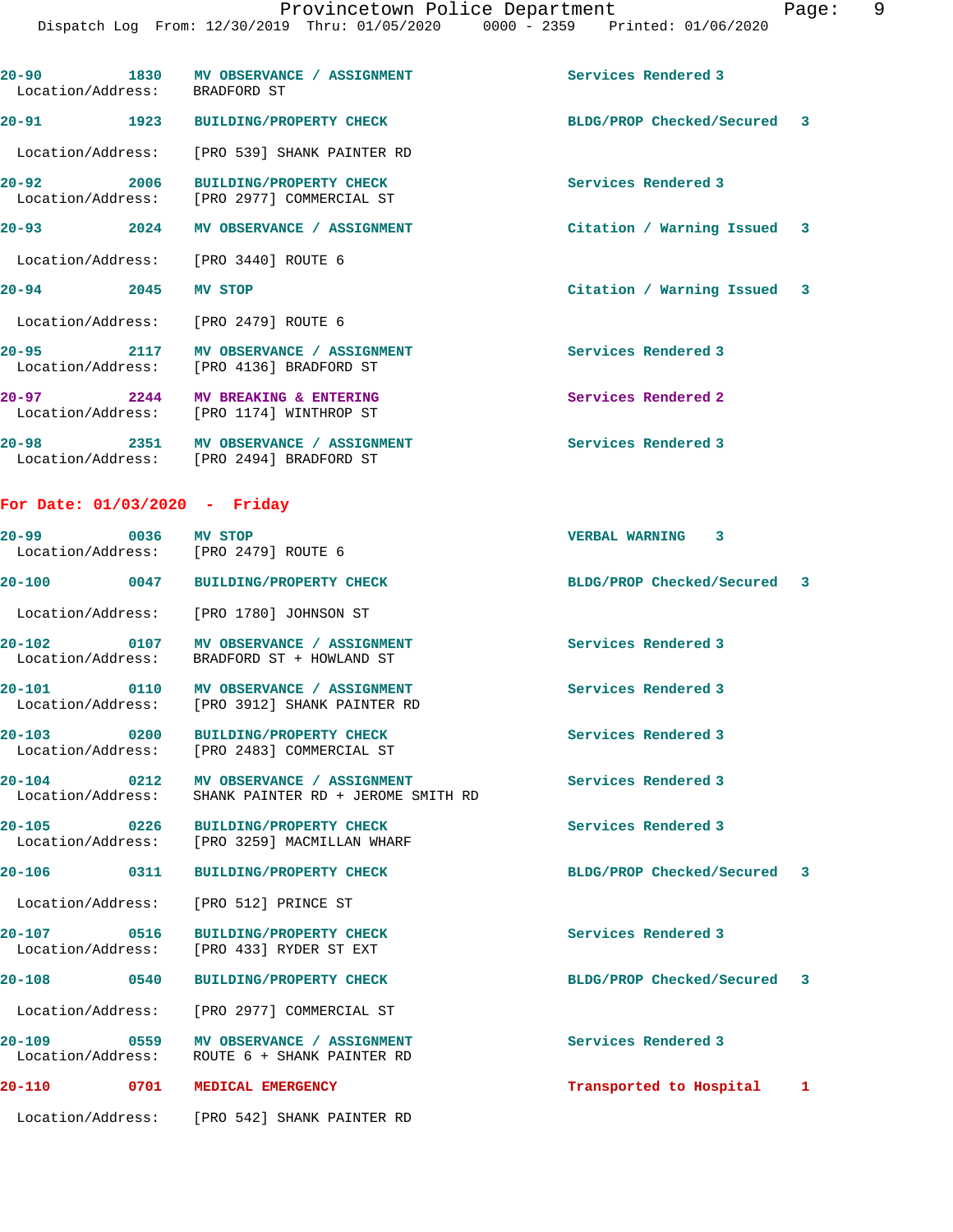20-90 1830 MV OBSERVANCE / ASSIGNMENT Services Rendered 3
Location/Address: BRADFORD ST

20-91 1923 BUILDING/PROPERTY CHECK BLDG/PROP Checked/Secured 3
Location/Address: [PRO 539] SHANK PAINTER RD

20-92 2006 BUILDING/PROPERTY CHECK Services Rendered 3
Location/Address: [PRO 2977] COMMERCIAL ST

20-93 2024 MV OBSERVANCE / ASSIGNMENT Citation / Warning Issued 3
Location/Address: [PRO 3440] ROUTE 6

20-94 2045 MV STOP Citation / Warning Issued 3
Location/Address: [PRO 2479] ROUTE 6

20-95 2117 MV OBSERVANCE / ASSIGNMENT Services Rendered 3
Location/Address: [PRO 4136] BRADFORD ST

20-97 2244 MV BREAKING & ENTERING Services Rendered 2
Location/Address: [PRO 1174] WINTHROP ST

20-98 2351 MV OBSERVANCE / ASSIGNMENT Services Rendered 3
Location/Address: [PRO 2494] BRADFORD ST

**For Date: 01/03/2020 - Friday**

20-99 0036 MV STOP VERBAL WARNING 3
Location/Address: [PRO 2479] ROUTE 6

20-100 0047 BUILDING/PROPERTY CHECK BLDG/PROP Checked/Secured 3
Location/Address: [PRO 1780] JOHNSON ST

20-102 0107 MV OBSERVANCE / ASSIGNMENT Services Rendered 3
Location/Address: BRADFORD ST + HOWLAND ST

20-101 0110 MV OBSERVANCE / ASSIGNMENT Services Rendered 3
Location/Address: [PRO 3912] SHANK PAINTER RD

20-103 0200 BUILDING/PROPERTY CHECK Services Rendered 3
Location/Address: [PRO 2483] COMMERCIAL ST

20-104 0212 MV OBSERVANCE / ASSIGNMENT Services Rendered 3
Location/Address: SHANK PAINTER RD + JEROME SMITH RD

20-105 0226 BUILDING/PROPERTY CHECK Services Rendered 3
Location/Address: [PRO 3259] MACMILLAN WHARF

20-106 0311 BUILDING/PROPERTY CHECK BLDG/PROP Checked/Secured 3
Location/Address: [PRO 512] PRINCE ST

20-107 0516 BUILDING/PROPERTY CHECK Services Rendered 3
Location/Address: [PRO 433] RYDER ST EXT

20-108 0540 BUILDING/PROPERTY CHECK BLDG/PROP Checked/Secured 3
Location/Address: [PRO 2977] COMMERCIAL ST

20-109 0559 MV OBSERVANCE / ASSIGNMENT Services Rendered 3
Location/Address: ROUTE 6 + SHANK PAINTER RD

20-110 0701 MEDICAL EMERGENCY Transported to Hospital 1
Location/Address: [PRO 542] SHANK PAINTER RD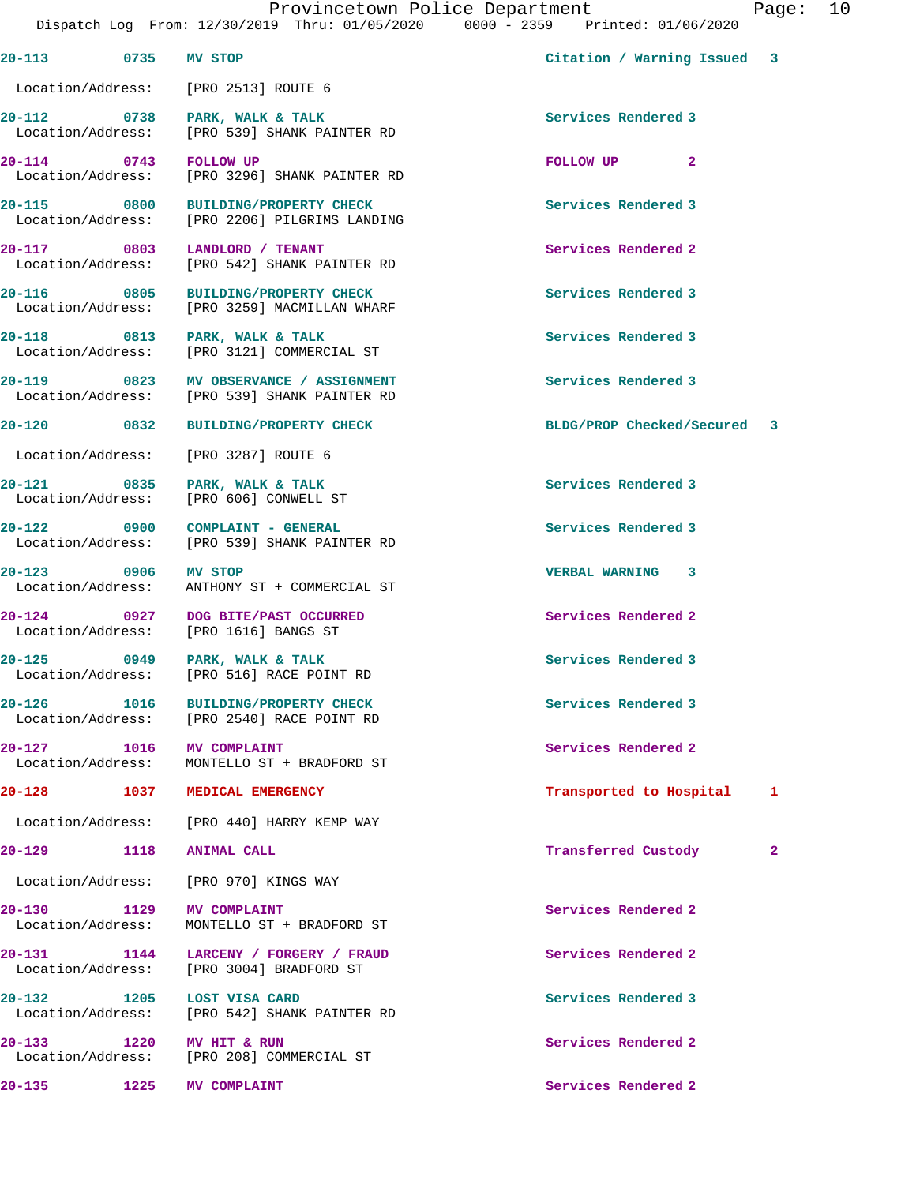Provincetown Police Department
Dispatch Log From: 12/30/2019 Thru: 01/05/2020 0000 - 2359 Printed: 01/06/2020

| Call # | Time | Call Reason | Action | Priority |
|---|---|---|---|---|
| 20-113 | 0735 | MV STOP | Citation / Warning Issued | 3 |
| | | Location/Address: [PRO 2513] ROUTE 6 | | |
| 20-112 | 0738 | PARK, WALK & TALK | Services Rendered | 3 |
| | | Location/Address: [PRO 539] SHANK PAINTER RD | | |
| 20-114 | 0743 | FOLLOW UP | FOLLOW UP | 2 |
| | | Location/Address: [PRO 3296] SHANK PAINTER RD | | |
| 20-115 | 0800 | BUILDING/PROPERTY CHECK | Services Rendered | 3 |
| | | Location/Address: [PRO 2206] PILGRIMS LANDING | | |
| 20-117 | 0803 | LANDLORD / TENANT | Services Rendered | 2 |
| | | Location/Address: [PRO 542] SHANK PAINTER RD | | |
| 20-116 | 0805 | BUILDING/PROPERTY CHECK | Services Rendered | 3 |
| | | Location/Address: [PRO 3259] MACMILLAN WHARF | | |
| 20-118 | 0813 | PARK, WALK & TALK | Services Rendered | 3 |
| | | Location/Address: [PRO 3121] COMMERCIAL ST | | |
| 20-119 | 0823 | MV OBSERVANCE / ASSIGNMENT | Services Rendered | 3 |
| | | Location/Address: [PRO 539] SHANK PAINTER RD | | |
| 20-120 | 0832 | BUILDING/PROPERTY CHECK | BLDG/PROP Checked/Secured | 3 |
| | | Location/Address: [PRO 3287] ROUTE 6 | | |
| 20-121 | 0835 | PARK, WALK & TALK | Services Rendered | 3 |
| | | Location/Address: [PRO 606] CONWELL ST | | |
| 20-122 | 0900 | COMPLAINT - GENERAL | Services Rendered | 3 |
| | | Location/Address: [PRO 539] SHANK PAINTER RD | | |
| 20-123 | 0906 | MV STOP | VERBAL WARNING | 3 |
| | | Location/Address: ANTHONY ST + COMMERCIAL ST | | |
| 20-124 | 0927 | DOG BITE/PAST OCCURRED | Services Rendered | 2 |
| | | Location/Address: [PRO 1616] BANGS ST | | |
| 20-125 | 0949 | PARK, WALK & TALK | Services Rendered | 3 |
| | | Location/Address: [PRO 516] RACE POINT RD | | |
| 20-126 | 1016 | BUILDING/PROPERTY CHECK | Services Rendered | 3 |
| | | Location/Address: [PRO 2540] RACE POINT RD | | |
| 20-127 | 1016 | MV COMPLAINT | Services Rendered | 2 |
| | | Location/Address: MONTELLO ST + BRADFORD ST | | |
| 20-128 | 1037 | MEDICAL EMERGENCY | Transported to Hospital | 1 |
| | | Location/Address: [PRO 440] HARRY KEMP WAY | | |
| 20-129 | 1118 | ANIMAL CALL | Transferred Custody | 2 |
| | | Location/Address: [PRO 970] KINGS WAY | | |
| 20-130 | 1129 | MV COMPLAINT | Services Rendered | 2 |
| | | Location/Address: MONTELLO ST + BRADFORD ST | | |
| 20-131 | 1144 | LARCENY / FORGERY / FRAUD | Services Rendered | 2 |
| | | Location/Address: [PRO 3004] BRADFORD ST | | |
| 20-132 | 1205 | LOST VISA CARD | Services Rendered | 3 |
| | | Location/Address: [PRO 542] SHANK PAINTER RD | | |
| 20-133 | 1220 | MV HIT & RUN | Services Rendered | 2 |
| | | Location/Address: [PRO 208] COMMERCIAL ST | | |
| 20-135 | 1225 | MV COMPLAINT | Services Rendered | 2 |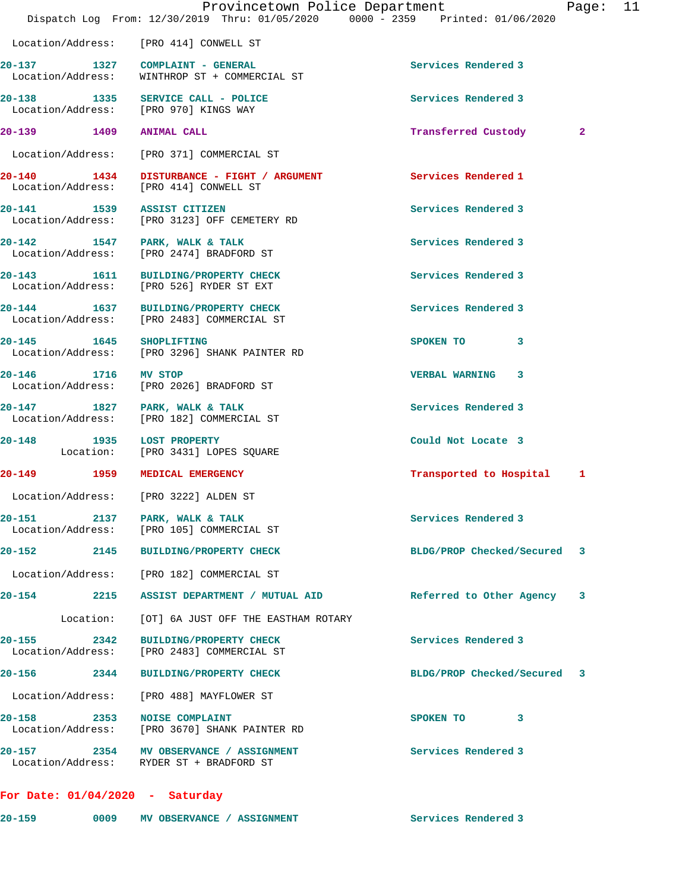Location/Address: [PRO 414] CONWELL ST

| | | | | |
|---|---|---|---|---|
| 20-137 | 1327 | COMPLAINT - GENERAL | Services Rendered | 3 |
| Location/Address: | | WINTHROP ST + COMMERCIAL ST | | |
| 20-138 | 1335 | SERVICE CALL - POLICE | Services Rendered | 3 |
| Location/Address: | | [PRO 970] KINGS WAY | | |
| 20-139 | 1409 | ANIMAL CALL | Transferred Custody | 2 |
| Location/Address: | | [PRO 371] COMMERCIAL ST | | |
| 20-140 | 1434 | DISTURBANCE - FIGHT / ARGUMENT | Services Rendered | 1 |
| Location/Address: | | [PRO 414] CONWELL ST | | |
| 20-141 | 1539 | ASSIST CITIZEN | Services Rendered | 3 |
| Location/Address: | | [PRO 3123] OFF CEMETERY RD | | |
| 20-142 | 1547 | PARK, WALK & TALK | Services Rendered | 3 |
| Location/Address: | | [PRO 2474] BRADFORD ST | | |
| 20-143 | 1611 | BUILDING/PROPERTY CHECK | Services Rendered | 3 |
| Location/Address: | | [PRO 526] RYDER ST EXT | | |
| 20-144 | 1637 | BUILDING/PROPERTY CHECK | Services Rendered | 3 |
| Location/Address: | | [PRO 2483] COMMERCIAL ST | | |
| 20-145 | 1645 | SHOPLIFTING | SPOKEN TO | 3 |
| Location/Address: | | [PRO 3296] SHANK PAINTER RD | | |
| 20-146 | 1716 | MV STOP | VERBAL WARNING | 3 |
| Location/Address: | | [PRO 2026] BRADFORD ST | | |
| 20-147 | 1827 | PARK, WALK & TALK | Services Rendered | 3 |
| Location/Address: | | [PRO 182] COMMERCIAL ST | | |
| 20-148 | 1935 | LOST PROPERTY | Could Not Locate | 3 |
| Location: | | [PRO 3431] LOPES SQUARE | | |
| 20-149 | 1959 | MEDICAL EMERGENCY | Transported to Hospital | 1 |
| Location/Address: | | [PRO 3222] ALDEN ST | | |
| 20-151 | 2137 | PARK, WALK & TALK | Services Rendered | 3 |
| Location/Address: | | [PRO 105] COMMERCIAL ST | | |
| 20-152 | 2145 | BUILDING/PROPERTY CHECK | BLDG/PROP Checked/Secured | 3 |
| Location/Address: | | [PRO 182] COMMERCIAL ST | | |
| 20-154 | 2215 | ASSIST DEPARTMENT / MUTUAL AID | Referred to Other Agency | 3 |
| Location: | | [OT] 6A JUST OFF THE EASTHAM ROTARY | | |
| 20-155 | 2342 | BUILDING/PROPERTY CHECK | Services Rendered | 3 |
| Location/Address: | | [PRO 2483] COMMERCIAL ST | | |
| 20-156 | 2344 | BUILDING/PROPERTY CHECK | BLDG/PROP Checked/Secured | 3 |
| Location/Address: | | [PRO 488] MAYFLOWER ST | | |
| 20-158 | 2353 | NOISE COMPLAINT | SPOKEN TO | 3 |
| Location/Address: | | [PRO 3670] SHANK PAINTER RD | | |
| 20-157 | 2354 | MV OBSERVANCE / ASSIGNMENT | Services Rendered | 3 |
| Location/Address: | | RYDER ST + BRADFORD ST | | |

**For Date: 01/04/2020 - Saturday**

| | | | | |
|---|---|---|---|---|
| 20-159 | 0009 | MV OBSERVANCE / ASSIGNMENT | Services Rendered | 3 |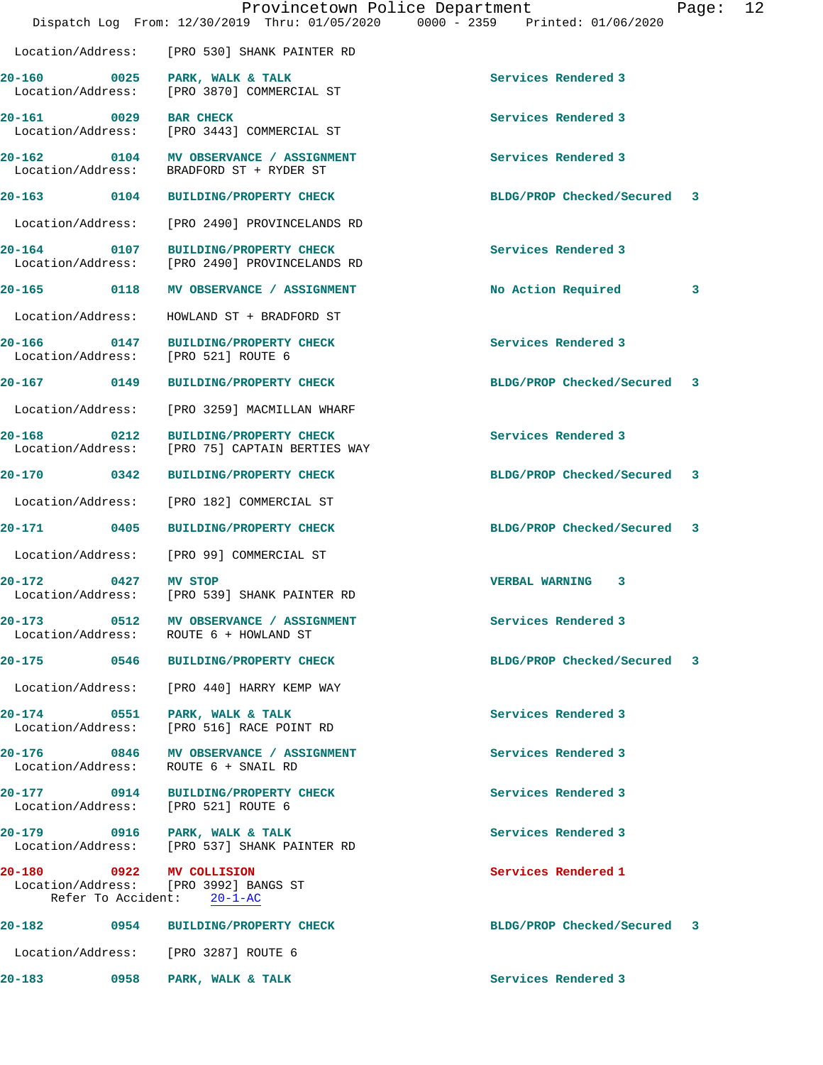Location/Address: [PRO 530] SHANK PAINTER RD

**20-160 0025 PARK, WALK & TALK** — Services Rendered 3
Location/Address: [PRO 3870] COMMERCIAL ST

**20-161 0029 BAR CHECK** — Services Rendered 3
Location/Address: [PRO 3443] COMMERCIAL ST

**20-162 0104 MV OBSERVANCE / ASSIGNMENT** — Services Rendered 3
Location/Address: BRADFORD ST + RYDER ST

**20-163 0104 BUILDING/PROPERTY CHECK** — BLDG/PROP Checked/Secured 3
Location/Address: [PRO 2490] PROVINCELANDS RD

**20-164 0107 BUILDING/PROPERTY CHECK** — Services Rendered 3
Location/Address: [PRO 2490] PROVINCELANDS RD

**20-165 0118 MV OBSERVANCE / ASSIGNMENT** — No Action Required 3
Location/Address: HOWLAND ST + BRADFORD ST

**20-166 0147 BUILDING/PROPERTY CHECK** — Services Rendered 3
Location/Address: [PRO 521] ROUTE 6

**20-167 0149 BUILDING/PROPERTY CHECK** — BLDG/PROP Checked/Secured 3
Location/Address: [PRO 3259] MACMILLAN WHARF

**20-168 0212 BUILDING/PROPERTY CHECK** — Services Rendered 3
Location/Address: [PRO 75] CAPTAIN BERTIES WAY

**20-170 0342 BUILDING/PROPERTY CHECK** — BLDG/PROP Checked/Secured 3
Location/Address: [PRO 182] COMMERCIAL ST

**20-171 0405 BUILDING/PROPERTY CHECK** — BLDG/PROP Checked/Secured 3
Location/Address: [PRO 99] COMMERCIAL ST

**20-172 0427 MV STOP** — VERBAL WARNING 3
Location/Address: [PRO 539] SHANK PAINTER RD

**20-173 0512 MV OBSERVANCE / ASSIGNMENT** — Services Rendered 3
Location/Address: ROUTE 6 + HOWLAND ST

**20-175 0546 BUILDING/PROPERTY CHECK** — BLDG/PROP Checked/Secured 3
Location/Address: [PRO 440] HARRY KEMP WAY

**20-174 0551 PARK, WALK & TALK** — Services Rendered 3
Location/Address: [PRO 516] RACE POINT RD

**20-176 0846 MV OBSERVANCE / ASSIGNMENT** — Services Rendered 3
Location/Address: ROUTE 6 + SNAIL RD

**20-177 0914 BUILDING/PROPERTY CHECK** — Services Rendered 3
Location/Address: [PRO 521] ROUTE 6

**20-179 0916 PARK, WALK & TALK** — Services Rendered 3
Location/Address: [PRO 537] SHANK PAINTER RD

**20-180 0922 MV COLLISION** — Services Rendered 1
Location/Address: [PRO 3992] BANGS ST
Refer To Accident: 20-1-AC

**20-182 0954 BUILDING/PROPERTY CHECK** — BLDG/PROP Checked/Secured 3
Location/Address: [PRO 3287] ROUTE 6

**20-183 0958 PARK, WALK & TALK** — Services Rendered 3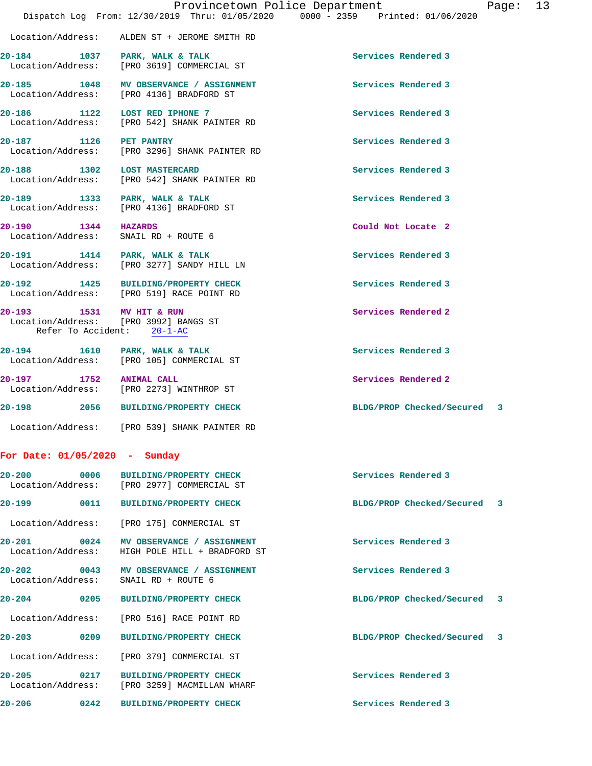Location/Address: ALDEN ST + JEROME SMITH RD

**20-184** 1037 **PARK, WALK & TALK** Services Rendered 3
Location/Address: [PRO 3619] COMMERCIAL ST

**20-185** 1048 **MV OBSERVANCE / ASSIGNMENT** Services Rendered 3
Location/Address: [PRO 4136] BRADFORD ST

**20-186** 1122 **LOST RED IPHONE 7** Services Rendered 3
Location/Address: [PRO 542] SHANK PAINTER RD

**20-187** 1126 **PET PANTRY** Services Rendered 3
Location/Address: [PRO 3296] SHANK PAINTER RD

**20-188** 1302 **LOST MASTERCARD** Services Rendered 3
Location/Address: [PRO 542] SHANK PAINTER RD

**20-189** 1333 **PARK, WALK & TALK** Services Rendered 3
Location/Address: [PRO 4136] BRADFORD ST

**20-190** 1344 **HAZARDS** Could Not Locate 2
Location/Address: SNAIL RD + ROUTE 6

**20-191** 1414 **PARK, WALK & TALK** Services Rendered 3
Location/Address: [PRO 3277] SANDY HILL LN

**20-192** 1425 **BUILDING/PROPERTY CHECK** Services Rendered 3
Location/Address: [PRO 519] RACE POINT RD

**20-193** 1531 **MV HIT & RUN** Services Rendered 2
Location/Address: [PRO 3992] BANGS ST
Refer To Accident: 20-1-AC

**20-194** 1610 **PARK, WALK & TALK** Services Rendered 3
Location/Address: [PRO 105] COMMERCIAL ST

**20-197** 1752 **ANIMAL CALL** Services Rendered 2
Location/Address: [PRO 2273] WINTHROP ST

**20-198** 2056 **BUILDING/PROPERTY CHECK** BLDG/PROP Checked/Secured 3
Location/Address: [PRO 539] SHANK PAINTER RD

## For Date: 01/05/2020 - Sunday

**20-200** 0006 **BUILDING/PROPERTY CHECK** Services Rendered 3
Location/Address: [PRO 2977] COMMERCIAL ST

**20-199** 0011 **BUILDING/PROPERTY CHECK** BLDG/PROP Checked/Secured 3
Location/Address: [PRO 175] COMMERCIAL ST

**20-201** 0024 **MV OBSERVANCE / ASSIGNMENT** Services Rendered 3
Location/Address: HIGH POLE HILL + BRADFORD ST

**20-202** 0043 **MV OBSERVANCE / ASSIGNMENT** Services Rendered 3
Location/Address: SNAIL RD + ROUTE 6

**20-204** 0205 **BUILDING/PROPERTY CHECK** BLDG/PROP Checked/Secured 3
Location/Address: [PRO 516] RACE POINT RD

**20-203** 0209 **BUILDING/PROPERTY CHECK** BLDG/PROP Checked/Secured 3
Location/Address: [PRO 379] COMMERCIAL ST

**20-205** 0217 **BUILDING/PROPERTY CHECK** Services Rendered 3
Location/Address: [PRO 3259] MACMILLAN WHARF

**20-206** 0242 **BUILDING/PROPERTY CHECK** Services Rendered 3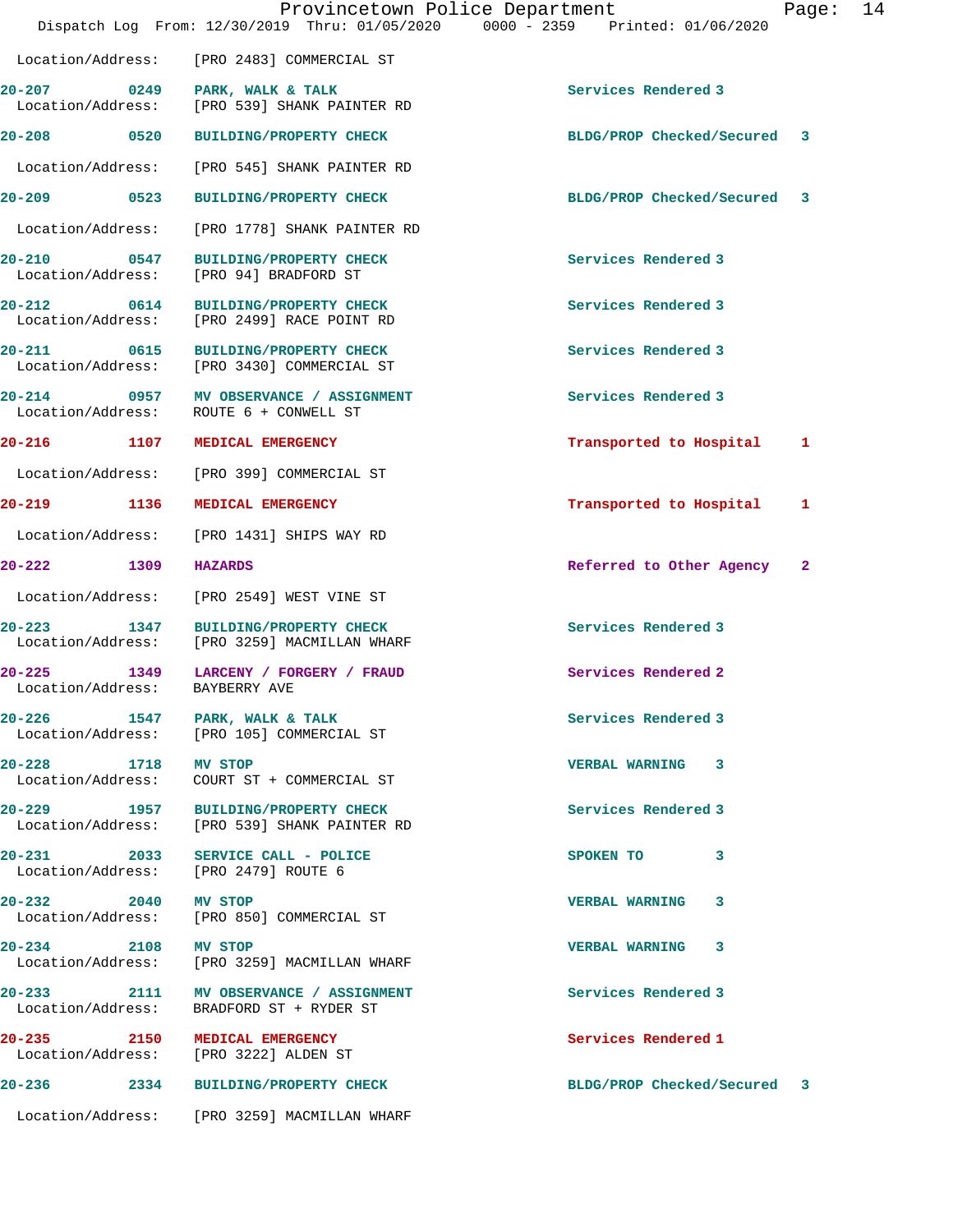Location/Address: [PRO 2483] COMMERCIAL ST

| Call # | Time | Call Reason | Action | Priority |
|---|---|---|---|---|
| 20-207 | 0249 | PARK, WALK & TALK | Services Rendered | 3 |
| | | Location/Address: [PRO 539] SHANK PAINTER RD | | |
| 20-208 | 0520 | BUILDING/PROPERTY CHECK | BLDG/PROP Checked/Secured | 3 |
| | | Location/Address: [PRO 545] SHANK PAINTER RD | | |
| 20-209 | 0523 | BUILDING/PROPERTY CHECK | BLDG/PROP Checked/Secured | 3 |
| | | Location/Address: [PRO 1778] SHANK PAINTER RD | | |
| 20-210 | 0547 | BUILDING/PROPERTY CHECK | Services Rendered | 3 |
| | | Location/Address: [PRO 94] BRADFORD ST | | |
| 20-212 | 0614 | BUILDING/PROPERTY CHECK | Services Rendered | 3 |
| | | Location/Address: [PRO 2499] RACE POINT RD | | |
| 20-211 | 0615 | BUILDING/PROPERTY CHECK | Services Rendered | 3 |
| | | Location/Address: [PRO 3430] COMMERCIAL ST | | |
| 20-214 | 0957 | MV OBSERVANCE / ASSIGNMENT | Services Rendered | 3 |
| | | Location/Address: ROUTE 6 + CONWELL ST | | |
| 20-216 | 1107 | MEDICAL EMERGENCY | Transported to Hospital | 1 |
| | | Location/Address: [PRO 399] COMMERCIAL ST | | |
| 20-219 | 1136 | MEDICAL EMERGENCY | Transported to Hospital | 1 |
| | | Location/Address: [PRO 1431] SHIPS WAY RD | | |
| 20-222 | 1309 | HAZARDS | Referred to Other Agency | 2 |
| | | Location/Address: [PRO 2549] WEST VINE ST | | |
| 20-223 | 1347 | BUILDING/PROPERTY CHECK | Services Rendered | 3 |
| | | Location/Address: [PRO 3259] MACMILLAN WHARF | | |
| 20-225 | 1349 | LARCENY / FORGERY / FRAUD | Services Rendered | 2 |
| | | Location/Address: BAYBERRY AVE | | |
| 20-226 | 1547 | PARK, WALK & TALK | Services Rendered | 3 |
| | | Location/Address: [PRO 105] COMMERCIAL ST | | |
| 20-228 | 1718 | MV STOP | VERBAL WARNING | 3 |
| | | Location/Address: COURT ST + COMMERCIAL ST | | |
| 20-229 | 1957 | BUILDING/PROPERTY CHECK | Services Rendered | 3 |
| | | Location/Address: [PRO 539] SHANK PAINTER RD | | |
| 20-231 | 2033 | SERVICE CALL - POLICE | SPOKEN TO | 3 |
| | | Location/Address: [PRO 2479] ROUTE 6 | | |
| 20-232 | 2040 | MV STOP | VERBAL WARNING | 3 |
| | | Location/Address: [PRO 850] COMMERCIAL ST | | |
| 20-234 | 2108 | MV STOP | VERBAL WARNING | 3 |
| | | Location/Address: [PRO 3259] MACMILLAN WHARF | | |
| 20-233 | 2111 | MV OBSERVANCE / ASSIGNMENT | Services Rendered | 3 |
| | | Location/Address: BRADFORD ST + RYDER ST | | |
| 20-235 | 2150 | MEDICAL EMERGENCY | Services Rendered | 1 |
| | | Location/Address: [PRO 3222] ALDEN ST | | |
| 20-236 | 2334 | BUILDING/PROPERTY CHECK | BLDG/PROP Checked/Secured | 3 |
| | | Location/Address: [PRO 3259] MACMILLAN WHARF | | |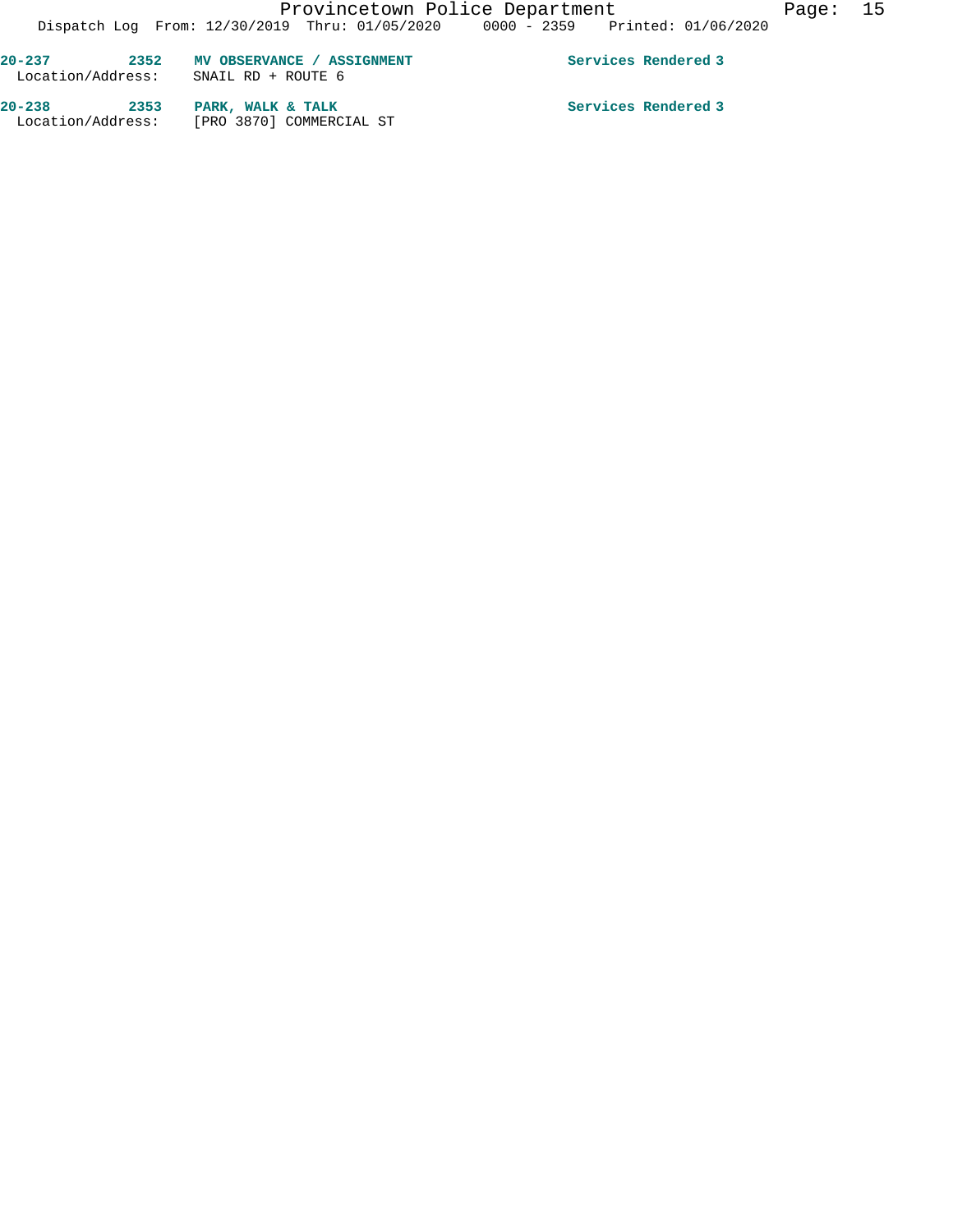**20-237** 2352 **MV OBSERVANCE / ASSIGNMENT** **Services Rendered 3**
Location/Address: SNAIL RD + ROUTE 6

**20-238** 2353 **PARK, WALK & TALK** **Services Rendered 3**
Location/Address: [PRO 3870] COMMERCIAL ST